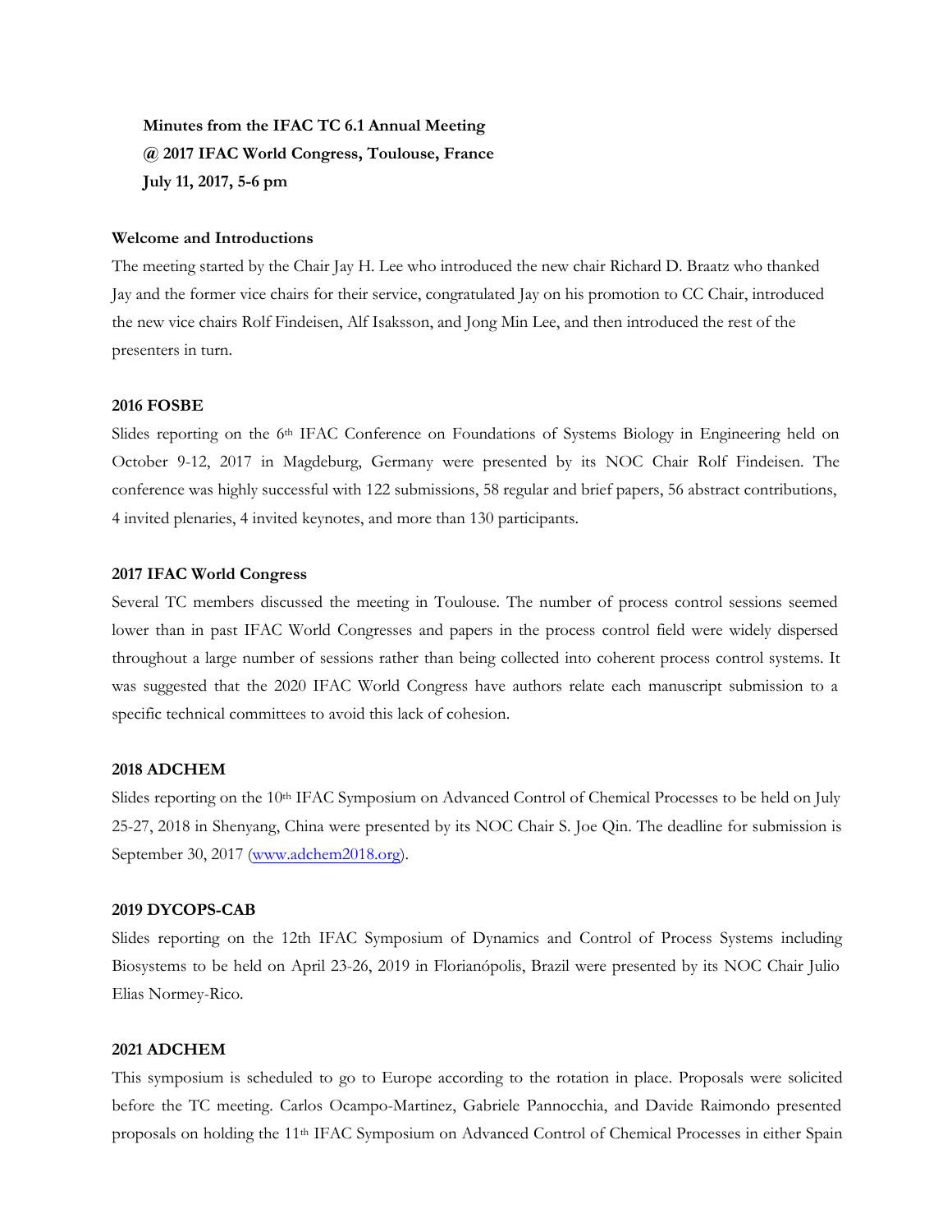**Minutes from the IFAC TC 6.1 Annual Meeting**
**@ 2017 IFAC World Congress, Toulouse, France**
**July 11, 2017, 5-6 pm**

**Welcome and Introductions**

The meeting started by the Chair Jay H. Lee who introduced the new chair Richard D. Braatz who thanked Jay and the former vice chairs for their service, congratulated Jay on his promotion to CC Chair, introduced the new vice chairs Rolf Findeisen, Alf Isaksson, and Jong Min Lee, and then introduced the rest of the presenters in turn.

**2016 FOSBE**

Slides reporting on the 6th IFAC Conference on Foundations of Systems Biology in Engineering held on October 9-12, 2017 in Magdeburg, Germany were presented by its NOC Chair Rolf Findeisen. The conference was highly successful with 122 submissions, 58 regular and brief papers, 56 abstract contributions, 4 invited plenaries, 4 invited keynotes, and more than 130 participants.

**2017 IFAC World Congress**

Several TC members discussed the meeting in Toulouse. The number of process control sessions seemed lower than in past IFAC World Congresses and papers in the process control field were widely dispersed throughout a large number of sessions rather than being collected into coherent process control systems. It was suggested that the 2020 IFAC World Congress have authors relate each manuscript submission to a specific technical committees to avoid this lack of cohesion.

**2018 ADCHEM**

Slides reporting on the 10th IFAC Symposium on Advanced Control of Chemical Processes to be held on July 25-27, 2018 in Shenyang, China were presented by its NOC Chair S. Joe Qin. The deadline for submission is September 30, 2017 (www.adchem2018.org).

**2019 DYCOPS-CAB**

Slides reporting on the 12th IFAC Symposium of Dynamics and Control of Process Systems including Biosystems to be held on April 23-26, 2019 in Florianópolis, Brazil were presented by its NOC Chair Julio Elias Normey-Rico.

**2021 ADCHEM**

This symposium is scheduled to go to Europe according to the rotation in place. Proposals were solicited before the TC meeting. Carlos Ocampo-Martinez, Gabriele Pannocchia, and Davide Raimondo presented proposals on holding the 11th IFAC Symposium on Advanced Control of Chemical Processes in either Spain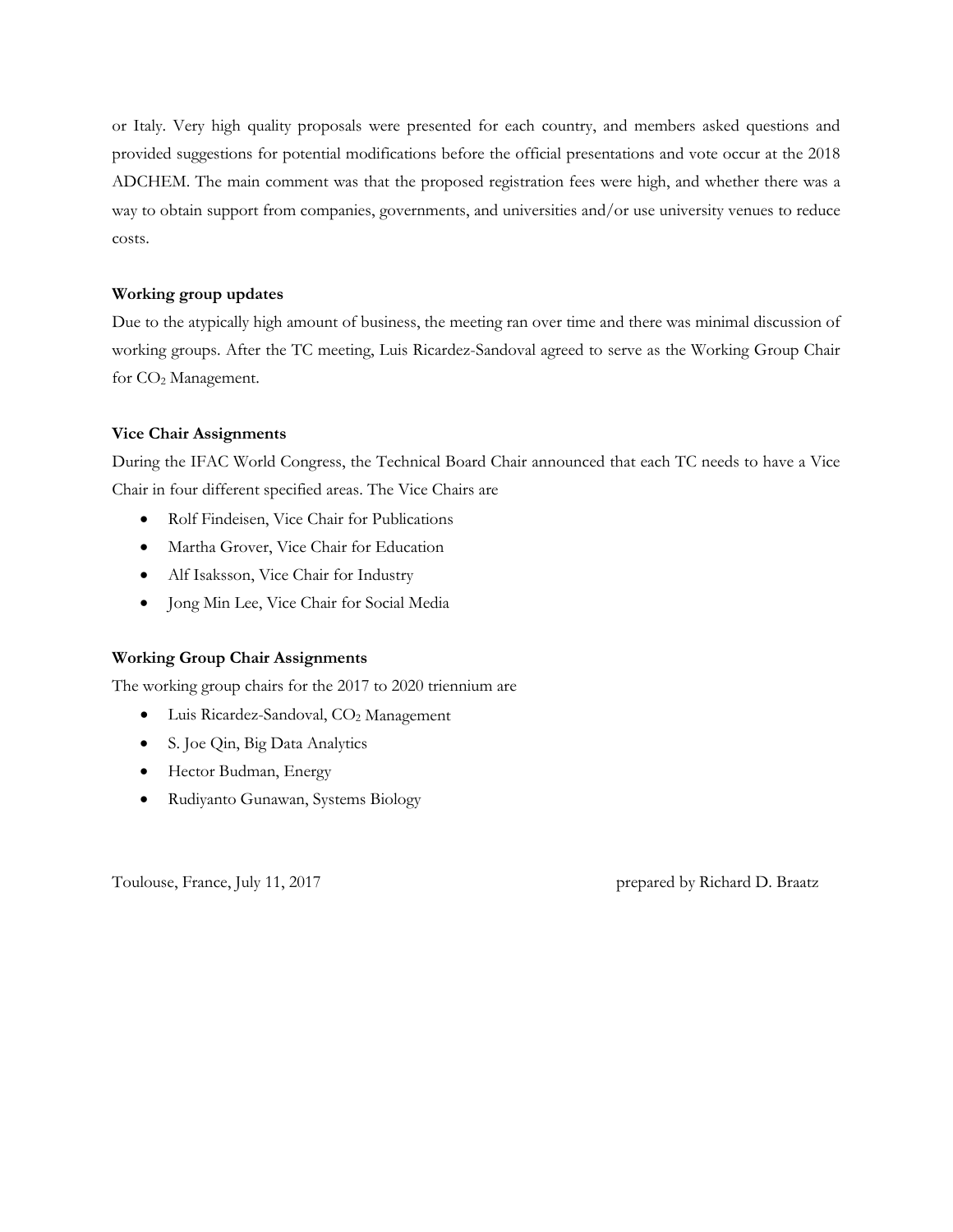or Italy. Very high quality proposals were presented for each country, and members asked questions and provided suggestions for potential modifications before the official presentations and vote occur at the 2018 ADCHEM. The main comment was that the proposed registration fees were high, and whether there was a way to obtain support from companies, governments, and universities and/or use university venues to reduce costs.

**Working group updates**

Due to the atypically high amount of business, the meeting ran over time and there was minimal discussion of working groups. After the TC meeting, Luis Ricardez-Sandoval agreed to serve as the Working Group Chair for $CO_2$ Management.

**Vice Chair Assignments**

During the IFAC World Congress, the Technical Board Chair announced that each TC needs to have a Vice Chair in four different specified areas. The Vice Chairs are

- Rolf Findeisen, Vice Chair for Publications
- Martha Grover, Vice Chair for Education
- Alf Isaksson, Vice Chair for Industry
- Jong Min Lee, Vice Chair for Social Media

**Working Group Chair Assignments**

The working group chairs for the 2017 to 2020 triennium are

- Luis Ricardez-Sandoval, $CO_2$ Management
- S. Joe Qin, Big Data Analytics
- Hector Budman, Energy
- Rudiyanto Gunawan, Systems Biology

Toulouse, France, July 11, 2017 prepared by Richard D. Braatz